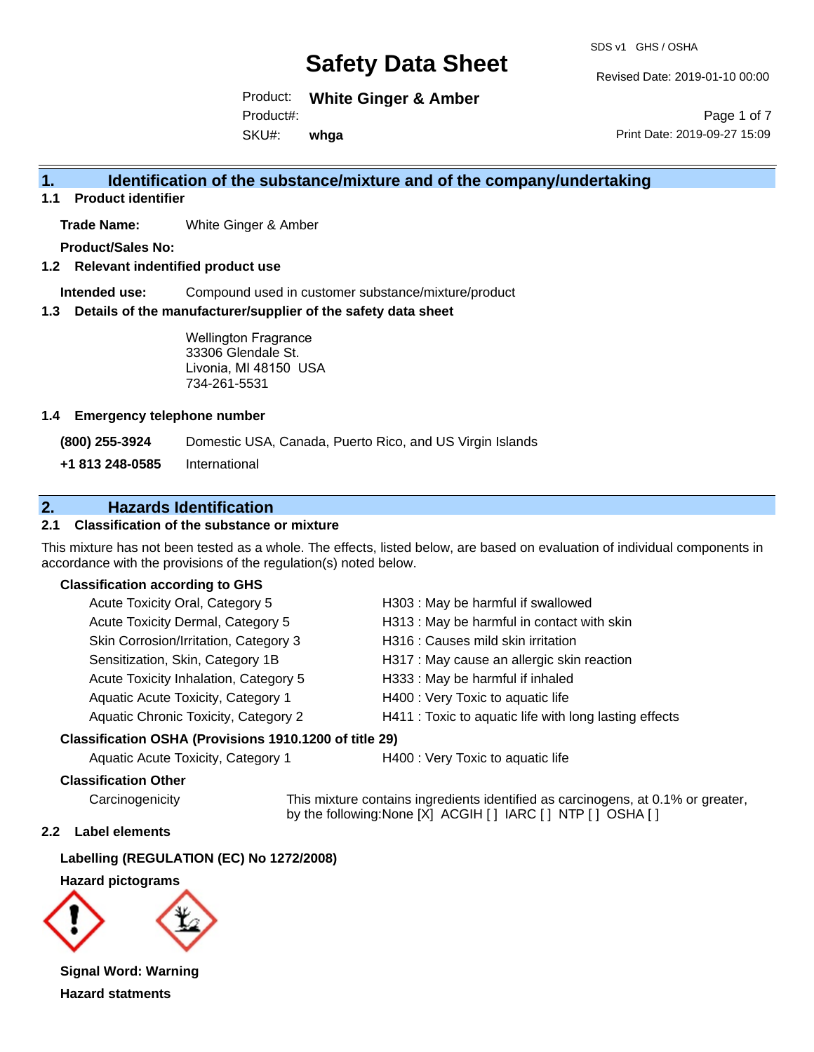# Safety Data Sheet

SDS v1 GHS / OSHA

Revised Date: 2019-01-10 00:00

Product: **White Ginger & Amber**

Product#:

SKU#: **whga**

Print Date: 2019-09-27 15:09

## 1. Identification of the substance/mixture and of the company/undertaking

### 1.1 Product identifier

**Trade Name:** White Ginger & Amber

**Product/Sales No:**

### 1.2 Relevant identified product use

**Intended use:** Compound used in customer substance/mixture/product

### 1.3 Details of the manufacturer/supplier of the safety data sheet

Wellington Fragrance
33306 Glendale St.
Livonia, MI 48150 USA
734-261-5531

### 1.4 Emergency telephone number

**(800) 255-3924** Domestic USA, Canada, Puerto Rico, and US Virgin Islands

**+1 813 248-0585** International

## 2. Hazards Identification

### 2.1 Classification of the substance or mixture

This mixture has not been tested as a whole. The effects, listed below, are based on evaluation of individual components in accordance with the provisions of the regulation(s) noted below.

**Classification according to GHS**

| | |
|---|---|
| Acute Toxicity Oral, Category 5 | H303 : May be harmful if swallowed |
| Acute Toxicity Dermal, Category 5 | H313 : May be harmful in contact with skin |
| Skin Corrosion/Irritation, Category 3 | H316 : Causes mild skin irritation |
| Sensitization, Skin, Category 1B | H317 : May cause an allergic skin reaction |
| Acute Toxicity Inhalation, Category 5 | H333 : May be harmful if inhaled |
| Aquatic Acute Toxicity, Category 1 | H400 : Very Toxic to aquatic life |
| Aquatic Chronic Toxicity, Category 2 | H411 : Toxic to aquatic life with long lasting effects |

**Classification OSHA (Provisions 1910.1200 of title 29)**

| | |
|---|---|
| Aquatic Acute Toxicity, Category 1 | H400 : Very Toxic to aquatic life |

**Classification Other**

Carcinogenicity — This mixture contains ingredients identified as carcinogens, at 0.1% or greater, by the following:None [X] ACGIH [ ] IARC [ ] NTP [ ] OSHA [ ]

### 2.2 Label elements

**Labelling (REGULATION (EC) No 1272/2008)**

**Hazard pictograms**

**Signal Word: Warning**

**Hazard statments**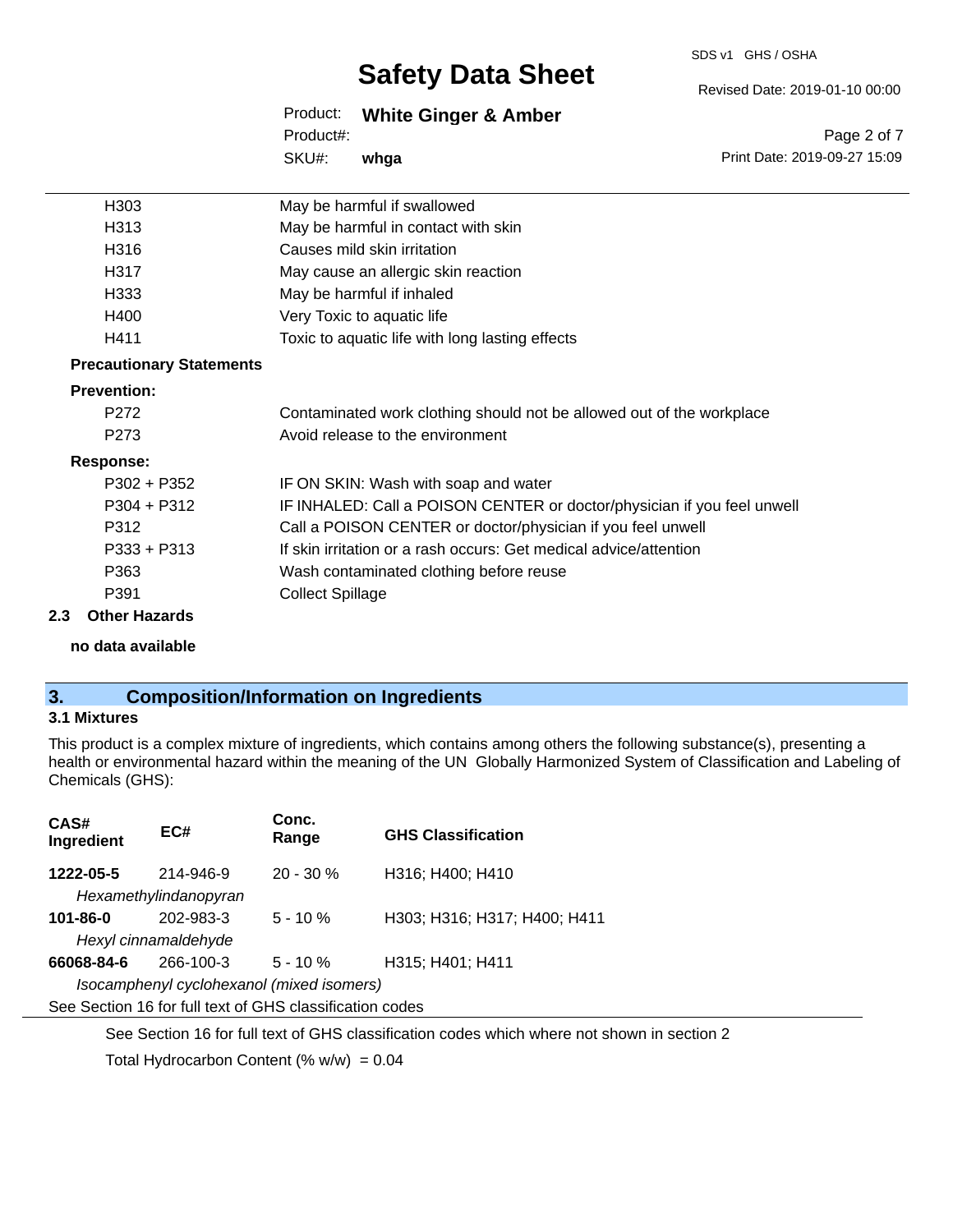| | |
|---|---|
| H303 | May be harmful if swallowed |
| H313 | May be harmful in contact with skin |
| H316 | Causes mild skin irritation |
| H317 | May cause an allergic skin reaction |
| H333 | May be harmful if inhaled |
| H400 | Very Toxic to aquatic life |
| H411 | Toxic to aquatic life with long lasting effects |

**Precautionary Statements**

**Prevention:**

| | |
|---|---|
| P272 | Contaminated work clothing should not be allowed out of the workplace |
| P273 | Avoid release to the environment |

**Response:**

| | |
|---|---|
| P302 + P352 | IF ON SKIN: Wash with soap and water |
| P304 + P312 | IF INHALED: Call a POISON CENTER or doctor/physician if you feel unwell |
| P312 | Call a POISON CENTER or doctor/physician if you feel unwell |
| P333 + P313 | If skin irritation or a rash occurs: Get medical advice/attention |
| P363 | Wash contaminated clothing before reuse |
| P391 | Collect Spillage |

### 2.3 Other Hazards

**no data available**

## 3. Composition/Information on Ingredients

### 3.1 Mixtures

This product is a complex mixture of ingredients, which contains among others the following substance(s), presenting a health or environmental hazard within the meaning of the UN Globally Harmonized System of Classification and Labeling of Chemicals (GHS):

| CAS# Ingredient | EC# | Conc. Range | GHS Classification |
|---|---|---|---|
| **1222-05-5** | 214-946-9 | 20 - 30 % | H316; H400; H410 |
| *Hexamethylindanopyran* | | | |
| **101-86-0** | 202-983-3 | 5 - 10 % | H303; H316; H317; H400; H411 |
| *Hexyl cinnamaldehyde* | | | |
| **66068-84-6** | 266-100-3 | 5 - 10 % | H315; H401; H411 |
| *Isocamphenyl cyclohexanol (mixed isomers)* | | | |

See Section 16 for full text of GHS classification codes

See Section 16 for full text of GHS classification codes which where not shown in section 2

Total Hydrocarbon Content (% w/w) = 0.04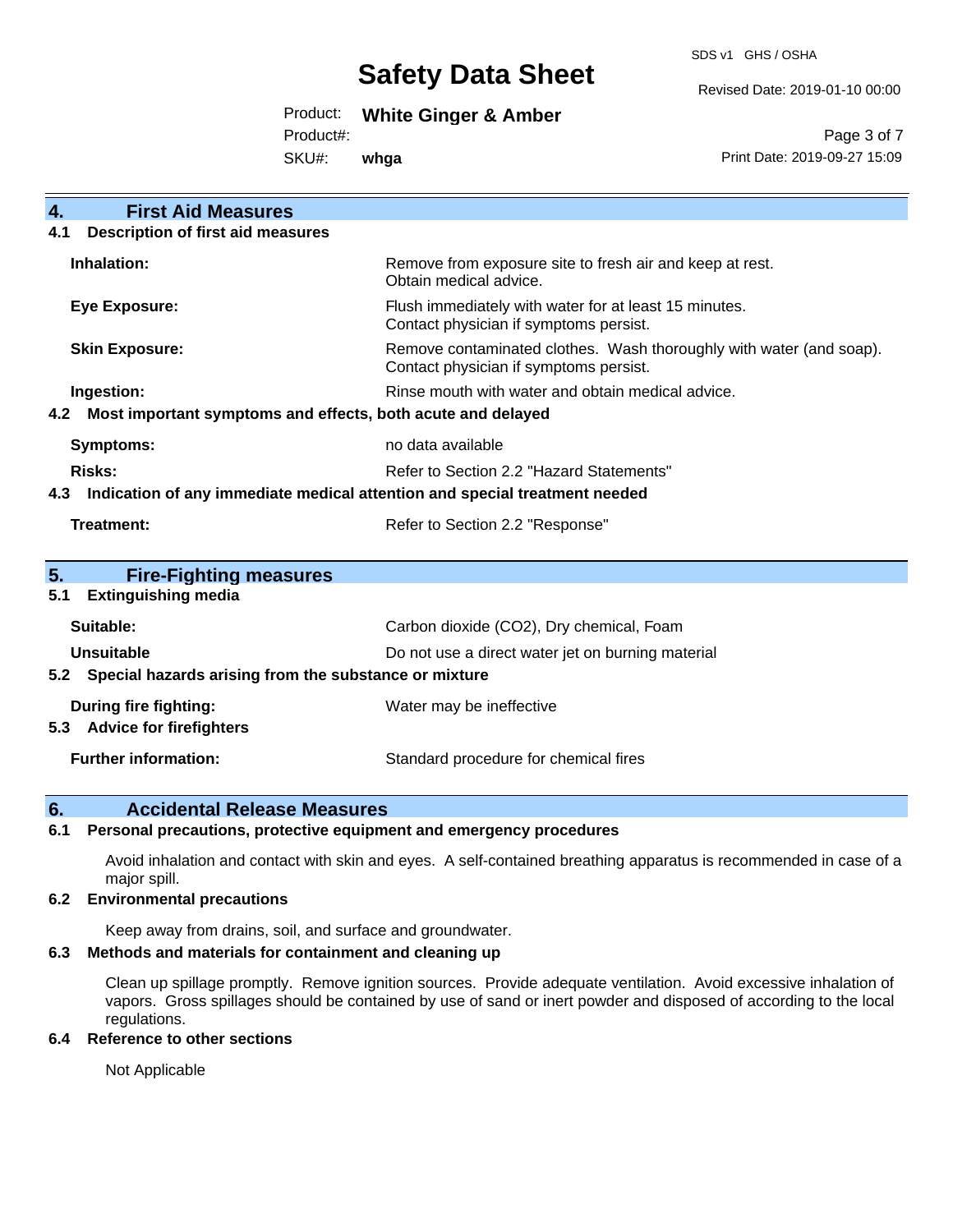## 4. First Aid Measures

### 4.1 Description of first aid measures

| | |
|---|---|
| **Inhalation:** | Remove from exposure site to fresh air and keep at rest. Obtain medical advice. |
| **Eye Exposure:** | Flush immediately with water for at least 15 minutes. Contact physician if symptoms persist. |
| **Skin Exposure:** | Remove contaminated clothes. Wash thoroughly with water (and soap). Contact physician if symptoms persist. |
| **Ingestion:** | Rinse mouth with water and obtain medical advice. |

### 4.2 Most important symptoms and effects, both acute and delayed

| | |
|---|---|
| **Symptoms:** | no data available |
| **Risks:** | Refer to Section 2.2 "Hazard Statements" |

### 4.3 Indication of any immediate medical attention and special treatment needed

| | |
|---|---|
| **Treatment:** | Refer to Section 2.2 "Response" |

## 5. Fire-Fighting measures

### 5.1 Extinguishing media

| | |
|---|---|
| **Suitable:** | Carbon dioxide ($CO_2$), Dry chemical, Foam |
| **Unsuitable** | Do not use a direct water jet on burning material |

### 5.2 Special hazards arising from the substance or mixture

| | |
|---|---|
| **During fire fighting:** | Water may be ineffective |

### 5.3 Advice for firefighters

| | |
|---|---|
| **Further information:** | Standard procedure for chemical fires |

## 6. Accidental Release Measures

### 6.1 Personal precautions, protective equipment and emergency procedures

Avoid inhalation and contact with skin and eyes. A self-contained breathing apparatus is recommended in case of a major spill.

### 6.2 Environmental precautions

Keep away from drains, soil, and surface and groundwater.

### 6.3 Methods and materials for containment and cleaning up

Clean up spillage promptly. Remove ignition sources. Provide adequate ventilation. Avoid excessive inhalation of vapors. Gross spillages should be contained by use of sand or inert powder and disposed of according to the local regulations.

### 6.4 Reference to other sections

Not Applicable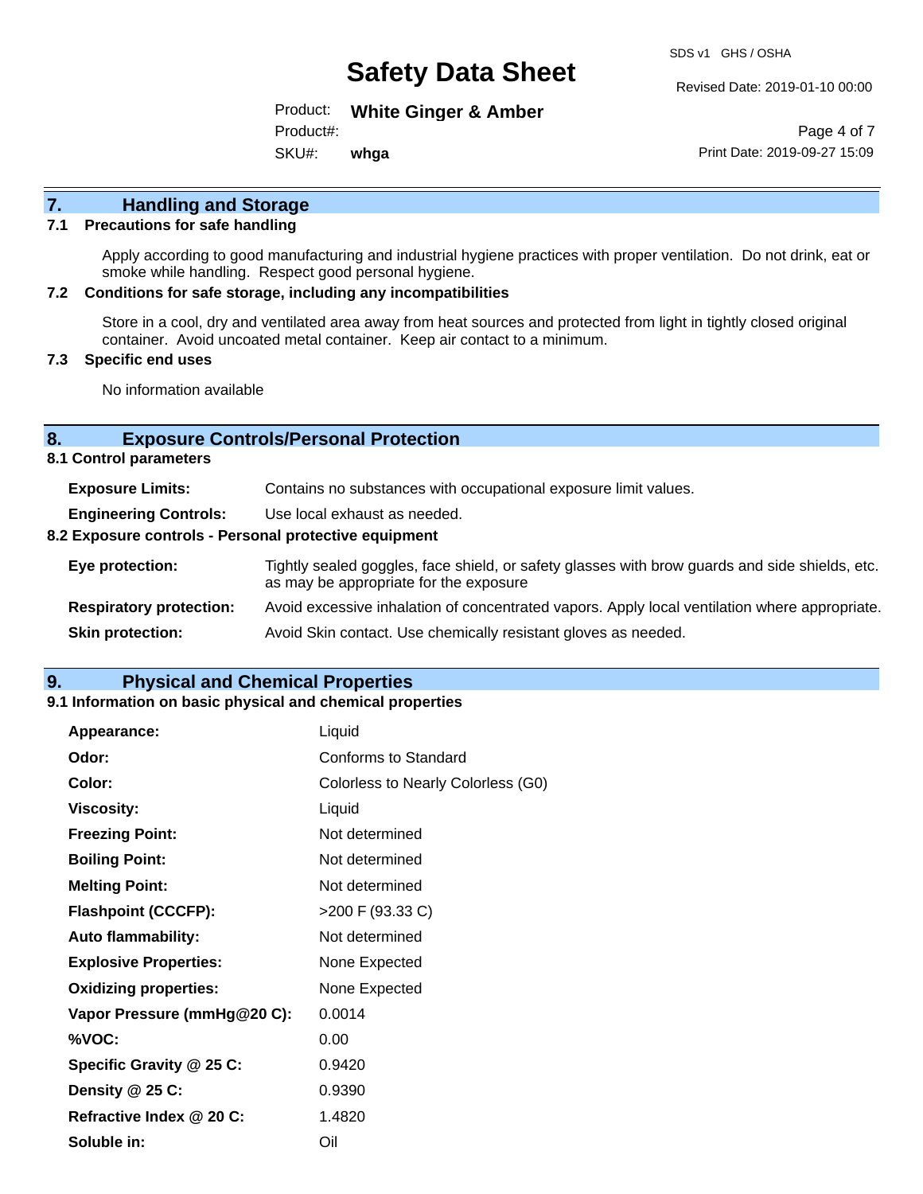## 7. Handling and Storage

### 7.1 Precautions for safe handling

Apply according to good manufacturing and industrial hygiene practices with proper ventilation. Do not drink, eat or smoke while handling. Respect good personal hygiene.

### 7.2 Conditions for safe storage, including any incompatibilities

Store in a cool, dry and ventilated area away from heat sources and protected from light in tightly closed original container. Avoid uncoated metal container. Keep air contact to a minimum.

### 7.3 Specific end uses

No information available

## 8. Exposure Controls/Personal Protection

### 8.1 Control parameters

| | |
|---|---|
| **Exposure Limits:** | Contains no substances with occupational exposure limit values. |
| **Engineering Controls:** | Use local exhaust as needed. |

### 8.2 Exposure controls - Personal protective equipment

| | |
|---|---|
| **Eye protection:** | Tightly sealed goggles, face shield, or safety glasses with brow guards and side shields, etc. as may be appropriate for the exposure |
| **Respiratory protection:** | Avoid excessive inhalation of concentrated vapors. Apply local ventilation where appropriate. |
| **Skin protection:** | Avoid Skin contact. Use chemically resistant gloves as needed. |

## 9. Physical and Chemical Properties

### 9.1 Information on basic physical and chemical properties

| | |
|---|---|
| **Appearance:** | Liquid |
| **Odor:** | Conforms to Standard |
| **Color:** | Colorless to Nearly Colorless (G0) |
| **Viscosity:** | Liquid |
| **Freezing Point:** | Not determined |
| **Boiling Point:** | Not determined |
| **Melting Point:** | Not determined |
| **Flashpoint (CCCFP):** | >200 F (93.33 C) |
| **Auto flammability:** | Not determined |
| **Explosive Properties:** | None Expected |
| **Oxidizing properties:** | None Expected |
| **Vapor Pressure (mmHg@20 C):** | 0.0014 |
| **%VOC:** | 0.00 |
| **Specific Gravity @ 25 C:** | 0.9420 |
| **Density @ 25 C:** | 0.9390 |
| **Refractive Index @ 20 C:** | 1.4820 |
| **Soluble in:** | Oil |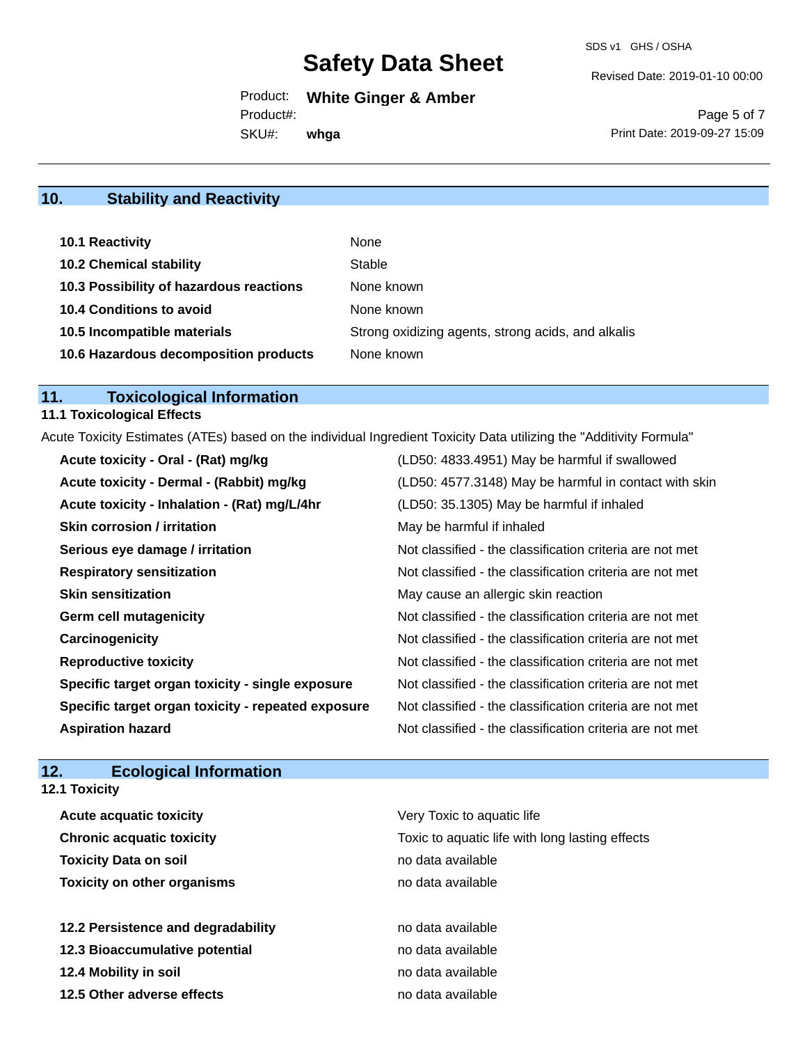## 10. Stability and Reactivity

| | |
|---|---|
| **10.1 Reactivity** | None |
| **10.2 Chemical stability** | Stable |
| **10.3 Possibility of hazardous reactions** | None known |
| **10.4 Conditions to avoid** | None known |
| **10.5 Incompatible materials** | Strong oxidizing agents, strong acids, and alkalis |
| **10.6 Hazardous decomposition products** | None known |

## 11. Toxicological Information

### 11.1 Toxicological Effects

Acute Toxicity Estimates (ATEs) based on the individual Ingredient Toxicity Data utilizing the "Additivity Formula"

| | |
|---|---|
| **Acute toxicity - Oral - (Rat) mg/kg** | (LD50: 4833.4951) May be harmful if swallowed |
| **Acute toxicity - Dermal - (Rabbit) mg/kg** | (LD50: 4577.3148) May be harmful in contact with skin |
| **Acute toxicity - Inhalation - (Rat) mg/L/4hr** | (LD50: 35.1305) May be harmful if inhaled |
| **Skin corrosion / irritation** | May be harmful if inhaled |
| **Serious eye damage / irritation** | Not classified - the classification criteria are not met |
| **Respiratory sensitization** | Not classified - the classification criteria are not met |
| **Skin sensitization** | May cause an allergic skin reaction |
| **Germ cell mutagenicity** | Not classified - the classification criteria are not met |
| **Carcinogenicity** | Not classified - the classification criteria are not met |
| **Reproductive toxicity** | Not classified - the classification criteria are not met |
| **Specific target organ toxicity - single exposure** | Not classified - the classification criteria are not met |
| **Specific target organ toxicity - repeated exposure** | Not classified - the classification criteria are not met |
| **Aspiration hazard** | Not classified - the classification criteria are not met |

## 12. Ecological Information

### 12.1 Toxicity

| | |
|---|---|
| **Acute acquatic toxicity** | Very Toxic to aquatic life |
| **Chronic acquatic toxicity** | Toxic to aquatic life with long lasting effects |
| **Toxicity Data on soil** | no data available |
| **Toxicity on other organisms** | no data available |

| | |
|---|---|
| **12.2 Persistence and degradability** | no data available |
| **12.3 Bioaccumulative potential** | no data available |
| **12.4 Mobility in soil** | no data available |
| **12.5 Other adverse effects** | no data available |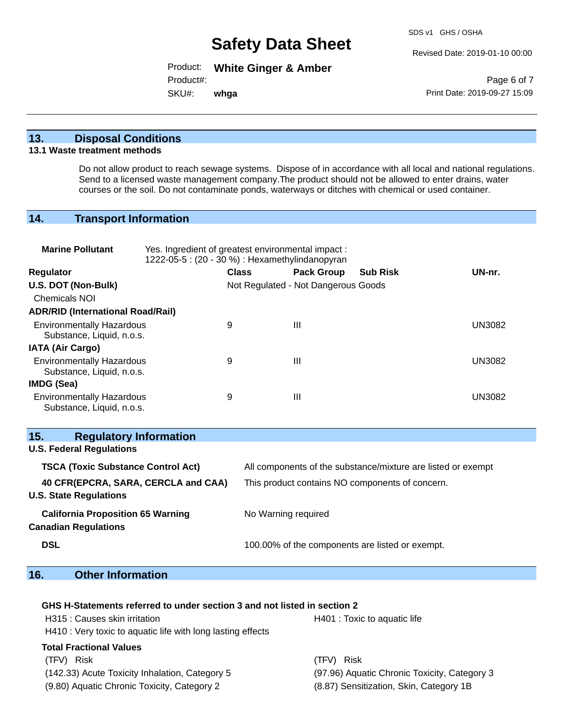## 13. Disposal Conditions

### 13.1 Waste treatment methods

Do not allow product to reach sewage systems. Dispose of in accordance with all local and national regulations. Send to a licensed waste management company.The product should not be allowed to enter drains, water courses or the soil. Do not contaminate ponds, waterways or ditches with chemical or used container.

## 14. Transport Information

**Marine Pollutant** — Yes. Ingredient of greatest environmental impact :
1222-05-5 : (20 - 30 %) : Hexamethylindanopyran

| Regulator | Class | Pack Group | Sub Risk | UN-nr. |
|---|---|---|---|---|
| **U.S. DOT (Non-Bulk)** | Not Regulated - Not Dangerous Goods | | | |
| Chemicals NOI | | | | |
| **ADR/RID (International Road/Rail)** | | | | |
| Environmentally Hazardous Substance, Liquid, n.o.s. | 9 | III | | UN3082 |
| **IATA (Air Cargo)** | | | | |
| Environmentally Hazardous Substance, Liquid, n.o.s. | 9 | III | | UN3082 |
| **IMDG (Sea)** | | | | |
| Environmentally Hazardous Substance, Liquid, n.o.s. | 9 | III | | UN3082 |

## 15. Regulatory Information

**U.S. Federal Regulations**

| | |
|---|---|
| **TSCA (Toxic Substance Control Act)** | All components of the substance/mixture are listed or exempt |
| **40 CFR(EPCRA, SARA, CERCLA and CAA)** | This product contains NO components of concern. |

**U.S. State Regulations**

| | |
|---|---|
| **California Proposition 65 Warning** | No Warning required |

**Canadian Regulations**

| | |
|---|---|
| **DSL** | 100.00% of the components are listed or exempt. |

## 16. Other Information

**GHS H-Statements referred to under section 3 and not listed in section 2**

H315 : Causes skin irritation
H401 : Toxic to aquatic life
H410 : Very toxic to aquatic life with long lasting effects

**Total Fractional Values**

| (TFV) Risk | (TFV) Risk |
|---|---|
| (142.33) Acute Toxicity Inhalation, Category 5 | (97.96) Aquatic Chronic Toxicity, Category 3 |
| (9.80) Aquatic Chronic Toxicity, Category 2 | (8.87) Sensitization, Skin, Category 1B |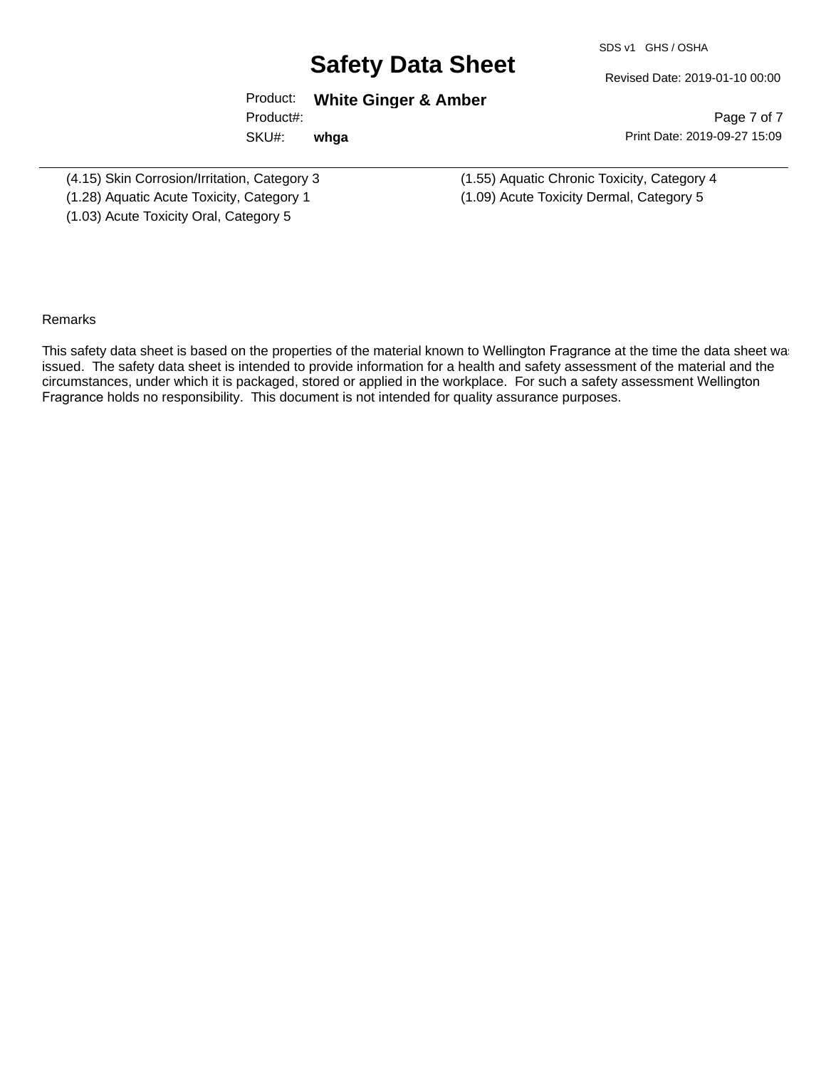(4.15) Skin Corrosion/Irritation, Category 3

(1.28) Aquatic Acute Toxicity, Category 1

(1.03) Acute Toxicity Oral, Category 5

(1.55) Aquatic Chronic Toxicity, Category 4

(1.09) Acute Toxicity Dermal, Category 5

Remarks

This safety data sheet is based on the properties of the material known to Wellington Fragrance at the time the data sheet was issued. The safety data sheet is intended to provide information for a health and safety assessment of the material and the circumstances, under which it is packaged, stored or applied in the workplace. For such a safety assessment Wellington Fragrance holds no responsibility. This document is not intended for quality assurance purposes.